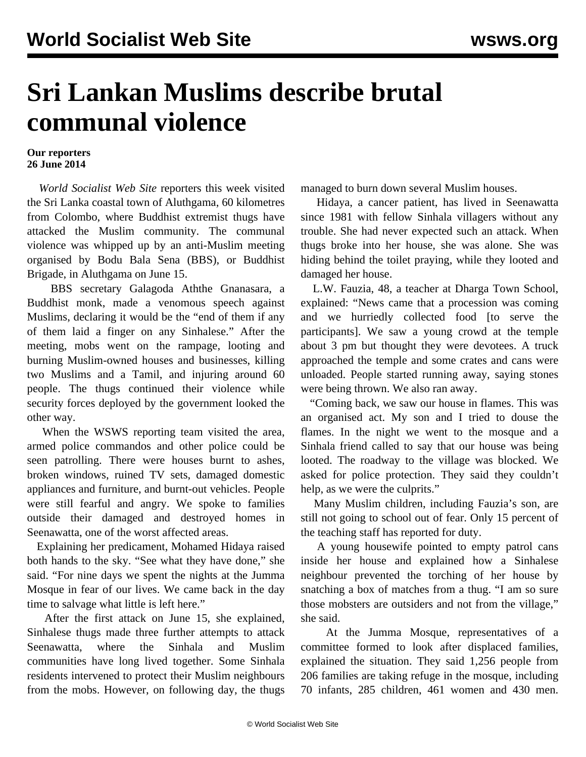# Sri Lankan Muslims describe brutal communal violence

**Our reporters**
**26 June 2014**

*World Socialist Web Site* reporters this week visited the Sri Lanka coastal town of Aluthgama, 60 kilometres from Colombo, where Buddhist extremist thugs have attacked the Muslim community. The communal violence was whipped up by an anti-Muslim meeting organised by Bodu Bala Sena (BBS), or Buddhist Brigade, in Aluthgama on June 15.

BBS secretary Galagoda Aththe Gnanasara, a Buddhist monk, made a venomous speech against Muslims, declaring it would be the "end of them if any of them laid a finger on any Sinhalese." After the meeting, mobs went on the rampage, looting and burning Muslim-owned houses and businesses, killing two Muslims and a Tamil, and injuring around 60 people. The thugs continued their violence while security forces deployed by the government looked the other way.

When the WSWS reporting team visited the area, armed police commandos and other police could be seen patrolling. There were houses burnt to ashes, broken windows, ruined TV sets, damaged domestic appliances and furniture, and burnt-out vehicles. People were still fearful and angry. We spoke to families outside their damaged and destroyed homes in Seenawatta, one of the worst affected areas.

Explaining her predicament, Mohamed Hidaya raised both hands to the sky. "See what they have done," she said. "For nine days we spent the nights at the Jumma Mosque in fear of our lives. We came back in the day time to salvage what little is left here."

After the first attack on June 15, she explained, Sinhalese thugs made three further attempts to attack Seenawatta, where the Sinhala and Muslim communities have long lived together. Some Sinhala residents intervened to protect their Muslim neighbours from the mobs. However, on following day, the thugs managed to burn down several Muslim houses.

Hidaya, a cancer patient, has lived in Seenawatta since 1981 with fellow Sinhala villagers without any trouble. She had never expected such an attack. When thugs broke into her house, she was alone. She was hiding behind the toilet praying, while they looted and damaged her house.

L.W. Fauzia, 48, a teacher at Dharga Town School, explained: "News came that a procession was coming and we hurriedly collected food [to serve the participants]. We saw a young crowd at the temple about 3 pm but thought they were devotees. A truck approached the temple and some crates and cans were unloaded. People started running away, saying stones were being thrown. We also ran away.

"Coming back, we saw our house in flames. This was an organised act. My son and I tried to douse the flames. In the night we went to the mosque and a Sinhala friend called to say that our house was being looted. The roadway to the village was blocked. We asked for police protection. They said they couldn't help, as we were the culprits."

Many Muslim children, including Fauzia's son, are still not going to school out of fear. Only 15 percent of the teaching staff has reported for duty.

A young housewife pointed to empty patrol cans inside her house and explained how a Sinhalese neighbour prevented the torching of her house by snatching a box of matches from a thug. "I am so sure those mobsters are outsiders and not from the village," she said.

At the Jumma Mosque, representatives of a committee formed to look after displaced families, explained the situation. They said 1,256 people from 206 families are taking refuge in the mosque, including 70 infants, 285 children, 461 women and 430 men.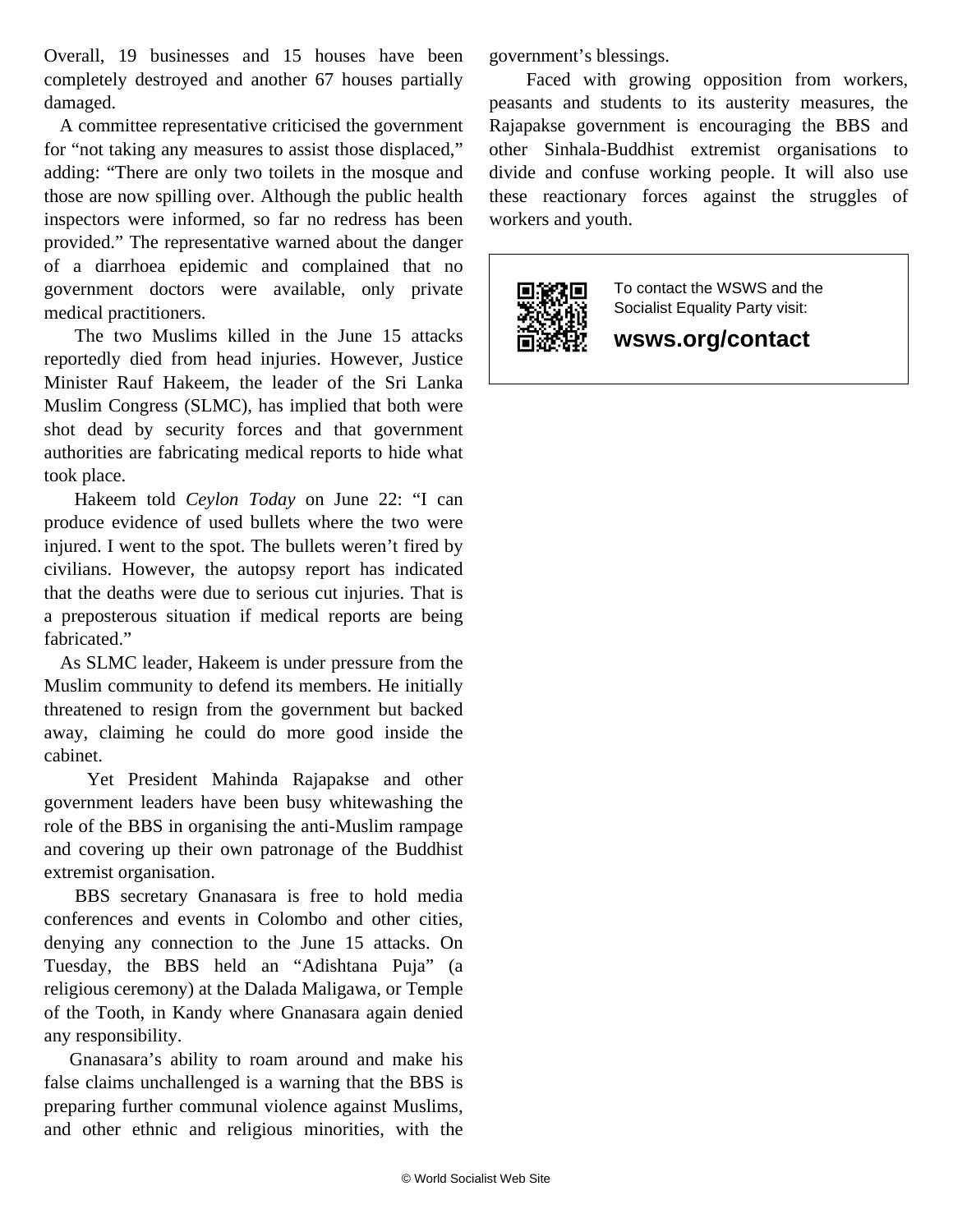Overall, 19 businesses and 15 houses have been completely destroyed and another 67 houses partially damaged.

A committee representative criticised the government for "not taking any measures to assist those displaced," adding: "There are only two toilets in the mosque and those are now spilling over. Although the public health inspectors were informed, so far no redress has been provided." The representative warned about the danger of a diarrhoea epidemic and complained that no government doctors were available, only private medical practitioners.

The two Muslims killed in the June 15 attacks reportedly died from head injuries. However, Justice Minister Rauf Hakeem, the leader of the Sri Lanka Muslim Congress (SLMC), has implied that both were shot dead by security forces and that government authorities are fabricating medical reports to hide what took place.

Hakeem told *Ceylon Today* on June 22: "I can produce evidence of used bullets where the two were injured. I went to the spot. The bullets weren't fired by civilians. However, the autopsy report has indicated that the deaths were due to serious cut injuries. That is a preposterous situation if medical reports are being fabricated."

As SLMC leader, Hakeem is under pressure from the Muslim community to defend its members. He initially threatened to resign from the government but backed away, claiming he could do more good inside the cabinet.

Yet President Mahinda Rajapakse and other government leaders have been busy whitewashing the role of the BBS in organising the anti-Muslim rampage and covering up their own patronage of the Buddhist extremist organisation.

BBS secretary Gnanasara is free to hold media conferences and events in Colombo and other cities, denying any connection to the June 15 attacks. On Tuesday, the BBS held an "Adishtana Puja" (a religious ceremony) at the Dalada Maligawa, or Temple of the Tooth, in Kandy where Gnanasara again denied any responsibility.

Gnanasara's ability to roam around and make his false claims unchallenged is a warning that the BBS is preparing further communal violence against Muslims, and other ethnic and religious minorities, with the government's blessings.

Faced with growing opposition from workers, peasants and students to its austerity measures, the Rajapakse government is encouraging the BBS and other Sinhala-Buddhist extremist organisations to divide and confuse working people. It will also use these reactionary forces against the struggles of workers and youth.

To contact the WSWS and the Socialist Equality Party visit:

**wsws.org/contact**